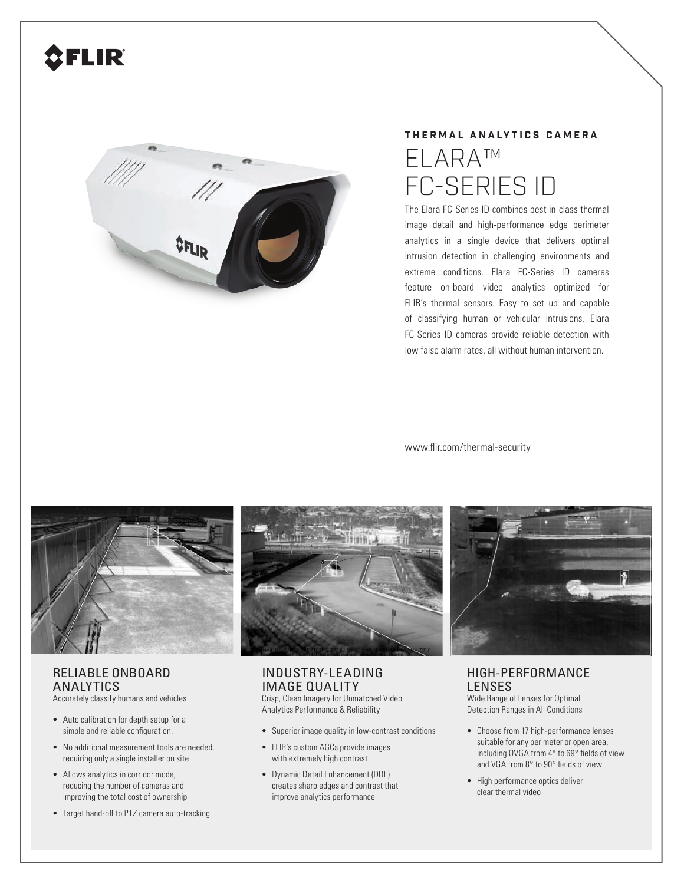FLIR

## THERMAL ANALYTICS CAMERA

# ELARA™ FC-SERIES ID

The Elara FC-Series ID combines best-in-class thermal image detail and high-performance edge perimeter analytics in a single device that delivers optimal intrusion detection in challenging environments and extreme conditions. Elara FC-Series ID cameras feature on-board video analytics optimized for FLIR's thermal sensors. Easy to set up and capable of classifying human or vehicular intrusions, Elara FC-Series ID cameras provide reliable detection with low false alarm rates, all without human intervention.

www.flir.com/thermal-security

### RELIABLE ONBOARD ANALYTICS

Accurately classify humans and vehicles

- Auto calibration for depth setup for a simple and reliable configuration.
- No additional measurement tools are needed, requiring only a single installer on site
- Allows analytics in corridor mode, reducing the number of cameras and improving the total cost of ownership
- Target hand-off to PTZ camera auto-tracking

### INDUSTRY-LEADING IMAGE QUALITY

Crisp, Clean Imagery for Unmatched Video Analytics Performance & Reliability

- Superior image quality in low-contrast conditions
- FLIR's custom AGCs provide images with extremely high contrast
- Dynamic Detail Enhancement (DDE) creates sharp edges and contrast that improve analytics performance

### HIGH-PERFORMANCE LENSES

Wide Range of Lenses for Optimal Detection Ranges in All Conditions

- Choose from 17 high-performance lenses suitable for any perimeter or open area, including QVGA from 4° to 69° fields of view and VGA from 8° to 90° fields of view
- High performance optics deliver clear thermal video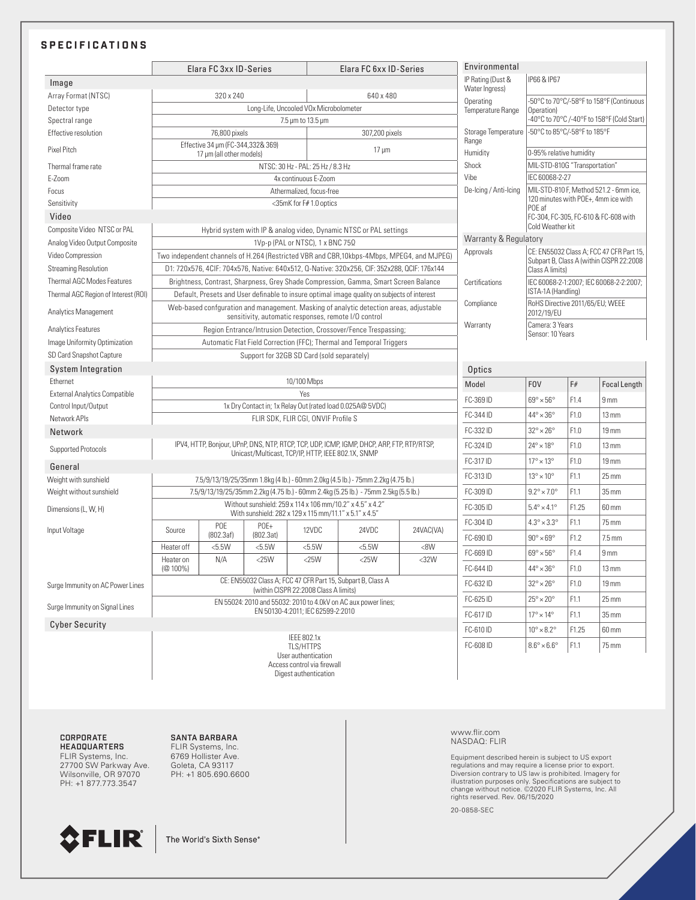## SPECIFICATIONS

| | Elara FC 3xx ID-Series | | | Elara FC 6xx ID-Series | | |
|---|---|---|---|---|---|---|
| **Image** | | | | | | |
| Array Format (NTSC) | 320 x 240 | | | 640 x 480 | | |
| Detector type | Long-Life, Uncooled VOx Microbolometer | | | | | |
| Spectral range | 7.5 µm to 13.5 µm | | | | | |
| Effective resolution | 76,800 pixels | | | 307,200 pixels | | |
| Pixel Pitch | Effective 34 µm (FC-344,332& 369) 17 µm (all other models) | | | 17 µm | | |
| Thermal frame rate | NTSC: 30 Hz - PAL: 25 Hz / 8.3 Hz | | | | | |
| E-Zoom | 4x continuous E-Zoom | | | | | |
| Focus | Athermalized, focus-free | | | | | |
| Sensitivity | <35mK for F# 1.0 optics | | | | | |
| **Video** | | | | | | |
| Composite Video NTSC or PAL | Hybrid system with IP & analog video, Dynamic NTSC or PAL settings | | | | | |
| Analog Video Output Composite | 1Vp-p (PAL or NTSC), 1 x BNC 75Ω | | | | | |
| Video Compression | Two independent channels of H.264 (Restricted VBR and CBR,10kbps-4Mbps, MPEG4, and MJPEG) | | | | | |
| Streaming Resolution | D1: 720x576, 4CIF: 704x576, Native: 640x512, Q-Native: 320x256, CIF: 352x288, QCIF: 176x144 | | | | | |
| Thermal AGC Modes Features | Brightness, Contrast, Sharpness, Grey Shade Compression, Gamma, Smart Screen Balance | | | | | |
| Thermal AGC Region of Interest (ROI) | Default, Presets and User definable to insure optimal image quality on subjects of interest | | | | | |
| Analytics Management | Web-based confguration and management. Masking of analytic detection areas, adjustable sensitivity, automatic responses, remote I/O control | | | | | |
| Analytics Features | Region Entrance/Intrusion Detection, Crossover/Fence Trespassing; | | | | | |
| Image Uniformity Optimization | Automatic Flat Field Correction (FFC); Thermal and Temporal Triggers | | | | | |
| SD Card Snapshot Capture | Support for 32GB SD Card (sold separately) | | | | | |
| **System Integration** | | | | | | |
| Ethernet | 10/100 Mbps | | | | | |
| External Analytics Compatible | Yes | | | | | |
| Control Input/Output | 1x Dry Contact in; 1x Relay Out (rated load 0.025A@ 5VDC) | | | | | |
| Network APIs | FLIR SDK, FLIR CGI, ONVIF Profile S | | | | | |
| **Network** | | | | | | |
| Supported Protocols | IPV4, HTTP, Bonjour, UPnP, DNS, NTP, RTCP, TCP, UDP, ICMP, IGMP, DHCP, ARP, FTP, RTP/RTSP, Unicast/Multicast, TCP/IP, HTTP, IEEE 802.1X, SNMP | | | | | |
| **General** | | | | | | |
| Weight with sunshield | 7.5/9/13/19/25/35mm 1.8kg (4 lb.) - 60mm 2.0kg (4.5 lb.) - 75mm 2.2kg (4.75 lb.) | | | | | |
| Weight without sunshield | 7.5/9/13/19/25/35mm 2.2kg (4.75 lb.) - 60mm 2.4kg (5.25 lb.) - 75mm 2.5kg (5.5 lb.) | | | | | |
| Dimensions (L, W, H) | Without sunshield: 259 x 114 x 106 mm/10.2" x 4.5" x 4.2" With sunshield: 282 x 129 x 115 mm/11.1" x 5.1" x 4.5" | | | | | |
| Input Voltage | Source | POE (802.3af) | POE+ (802.3at) | 12VDC | 24VDC | 24VAC(VA) |
| | Heater off | <5.5W | <5.5W | <5.5W | <5.5W | <8W |
| | Heater on (@ 100%) | N/A | <25W | <25W | <25W | <32W |
| Surge Immunity on AC Power Lines | CE: EN55032 Class A; FCC 47 CFR Part 15, Subpart B, Class A (within CISPR 22:2008 Class A limits) | | | | | |
| Surge Immunity on Signal Lines | EN 55024: 2010 and 55032: 2010 to 4.0kV on AC aux power lines; EN 50130-4:2011; IEC 62599-2:2010 | | | | | |
| **Cyber Security** | IEEE 802.1x<br>TLS/HTTPS<br>User authentication<br>Access control via firewall<br>Digest authentication | | | | | |

### Environmental

| | |
|---|---|
| IP Rating (Dust & Water Ingress) | IP66 & IP67 |
| Operating Temperature Range | -50°C to 70°C/-58°F to 158°F (Continuous Operation)<br>-40°C to 70°C /-40°F to 158°F (Cold Start) |
| Storage Temperature Range | -50°C to 85°C/-58°F to 185°F |
| Humidity | 0-95% relative humidity |
| Shock | MIL-STD-810G "Transportation" |
| Vibe | IEC 60068-2-27 |
| De-Icing / Anti-Icing | MIL-STD-810 F, Method 521.2 - 6mm ice, 120 minutes with POE+, 4mm ice with POE af<br>FC-304, FC-305, FC-610 & FC-608 with Cold Weather kit |

### Warranty & Regulatory

| | |
|---|---|
| Approvals | CE: EN55032 Class A; FCC 47 CFR Part 15, Subpart B, Class A (within CISPR 22:2008 Class A limits) |
| Certifications | IEC 60068-2-1:2007; IEC 60068-2-2:2007; ISTA-1A (Handling) |
| Compliance | RoHS Directive 2011/65/EU; WEEE 2012/19/EU |
| Warranty | Camera: 3 Years<br>Sensor: 10 Years |

### Optics

| Model | FOV | F# | Focal Length |
|---|---|---|---|
| FC-369 ID | 69° × 56° | F1.4 | 9 mm |
| FC-344 ID | 44° × 36° | F1.0 | 13 mm |
| FC-332 ID | 32° × 26° | F1.0 | 19 mm |
| FC-324 ID | 24° × 18° | F1.0 | 13 mm |
| FC-317 ID | 17° × 13° | F1.0 | 19 mm |
| FC-313 ID | 13° × 10° | F1.1 | 25 mm |
| FC-309 ID | 9.2° × 7.0° | F1.1 | 35 mm |
| FC-305 ID | 5.4° × 4.1° | F1.25 | 60 mm |
| FC-304 ID | 4.3° × 3.3° | F1.1 | 75 mm |
| FC-690 ID | 90° × 69° | F1.2 | 7.5 mm |
| FC-669 ID | 69° × 56° | F1.4 | 9 mm |
| FC-644 ID | 44° × 36° | F1.0 | 13 mm |
| FC-632 ID | 32° × 26° | F1.0 | 19 mm |
| FC-625 ID | 25° × 20° | F1.1 | 25 mm |
| FC-617 ID | 17° × 14° | F1.1 | 35 mm |
| FC-610 ID | 10° × 8.2° | F1.25 | 60 mm |
| FC-608 ID | 8.6° × 6.6° | F1.1 | 75 mm |

**CORPORATE HEADQUARTERS**
FLIR Systems, Inc.
27700 SW Parkway Ave.
Wilsonville, OR 97070
PH: +1 877.773.3547

**SANTA BARBARA**
FLIR Systems, Inc.
6769 Hollister Ave.
Goleta, CA 93117
PH: +1 805.690.6600

www.flir.com
NASDAQ: FLIR

Equipment described herein is subject to US export regulations and may require a license prior to export. Diversion contrary to US law is prohibited. Imagery for illustration purposes only. Specifications are subject to change without notice. ©2020 FLIR Systems, Inc. All rights reserved. Rev. 06/15/2020

20-0858-SEC

FLIR | The World's Sixth Sense®